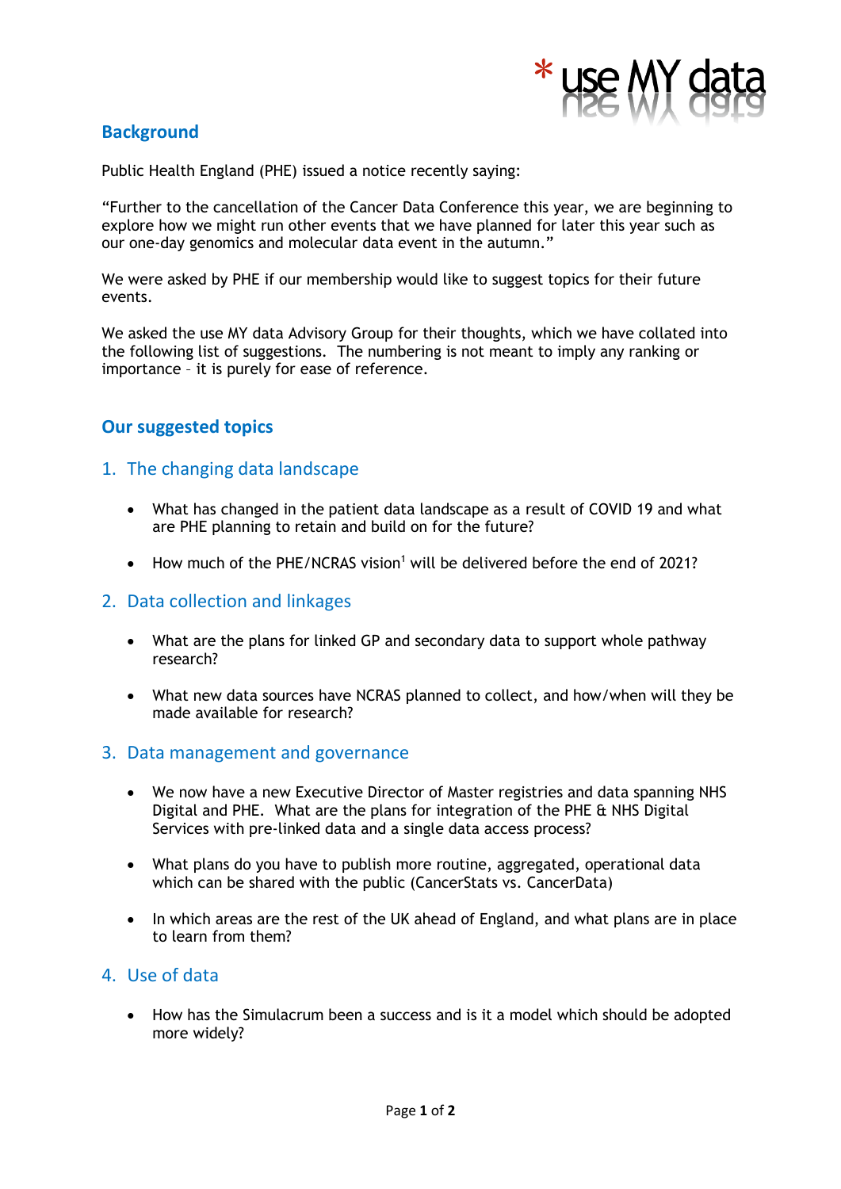## Background

Public Health England (PHE) issued a notice recently saying:

"Further to the cancellation of the Cancer Data Conference this year, we are beginning to explore how we might run other events that we have planned for later this year such as our one-day genomics and molecular data event in the autumn."

We were asked by PHE if our membership would like to suggest topics for their future events.

We asked the use MY data Advisory Group for their thoughts, which we have collated into the following list of suggestions. The numbering is not meant to imply any ranking or importance – it is purely for ease of reference.

## Our suggested topics

### 1. The changing data landscape

- What has changed in the patient data landscape as a result of COVID 19 and what are PHE planning to retain and build on for the future?
- How much of the PHE/NCRAS vision[1] will be delivered before the end of 2021?

### 2. Data collection and linkages

- What are the plans for linked GP and secondary data to support whole pathway research?
- What new data sources have NCRAS planned to collect, and how/when will they be made available for research?

### 3. Data management and governance

- We now have a new Executive Director of Master registries and data spanning NHS Digital and PHE. What are the plans for integration of the PHE & NHS Digital Services with pre-linked data and a single data access process?
- What plans do you have to publish more routine, aggregated, operational data which can be shared with the public (CancerStats vs. CancerData)
- In which areas are the rest of the UK ahead of England, and what plans are in place to learn from them?

### 4. Use of data

- How has the Simulacrum been a success and is it a model which should be adopted more widely?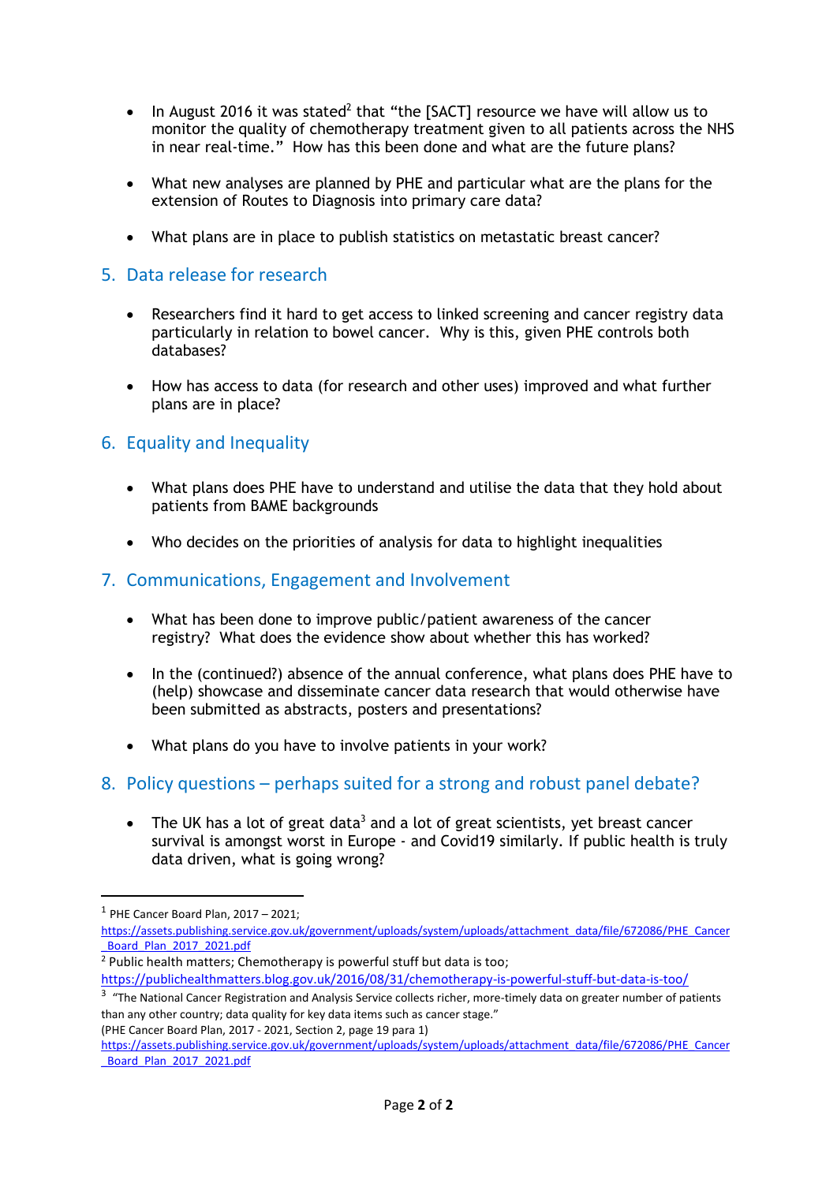- In August 2016 it was stated[2] that "the [SACT] resource we have will allow us to monitor the quality of chemotherapy treatment given to all patients across the NHS in near real-time." How has this been done and what are the future plans?

- What new analyses are planned by PHE and particular what are the plans for the extension of Routes to Diagnosis into primary care data?

- What plans are in place to publish statistics on metastatic breast cancer?

## 5. Data release for research

- Researchers find it hard to get access to linked screening and cancer registry data particularly in relation to bowel cancer. Why is this, given PHE controls both databases?

- How has access to data (for research and other uses) improved and what further plans are in place?

## 6. Equality and Inequality

- What plans does PHE have to understand and utilise the data that they hold about patients from BAME backgrounds

- Who decides on the priorities of analysis for data to highlight inequalities

## 7. Communications, Engagement and Involvement

- What has been done to improve public/patient awareness of the cancer registry? What does the evidence show about whether this has worked?

- In the (continued?) absence of the annual conference, what plans does PHE have to (help) showcase and disseminate cancer data research that would otherwise have been submitted as abstracts, posters and presentations?

- What plans do you have to involve patients in your work?

## 8. Policy questions – perhaps suited for a strong and robust panel debate?

- The UK has a lot of great data[3] and a lot of great scientists, yet breast cancer survival is amongst worst in Europe - and Covid19 similarly. If public health is truly data driven, what is going wrong?

---

[1] PHE Cancer Board Plan, 2017 – 2021; https://assets.publishing.service.gov.uk/government/uploads/system/uploads/attachment_data/file/672086/PHE_Cancer_Board_Plan_2017_2021.pdf

[2] Public health matters; Chemotherapy is powerful stuff but data is too; https://publichealthmatters.blog.gov.uk/2016/08/31/chemotherapy-is-powerful-stuff-but-data-is-too/

[3] "The National Cancer Registration and Analysis Service collects richer, more-timely data on greater number of patients than any other country; data quality for key data items such as cancer stage."
(PHE Cancer Board Plan, 2017 - 2021, Section 2, page 19 para 1)
https://assets.publishing.service.gov.uk/government/uploads/system/uploads/attachment_data/file/672086/PHE_Cancer_Board_Plan_2017_2021.pdf